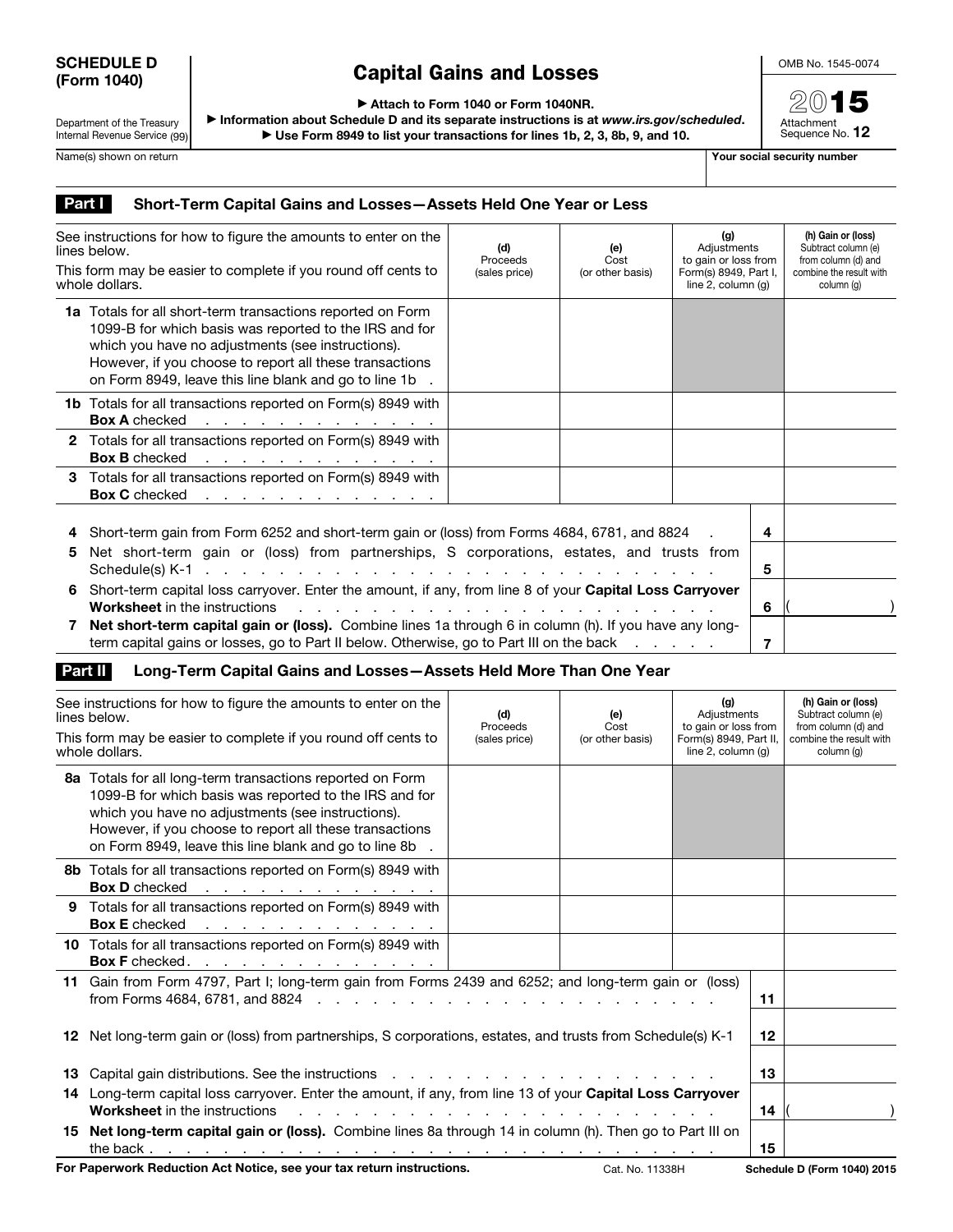**SCHEDULE D (Form 1040)**

Department of the Treasury
Internal Revenue Service (99)

# Capital Gains and Losses

▶ Attach to Form 1040 or Form 1040NR.
▶ Information about Schedule D and its separate instructions is at *www.irs.gov/scheduled*.
▶ Use Form 8949 to list your transactions for lines 1b, 2, 3, 8b, 9, and 10.

OMB No. 1545-0074

2015

Attachment Sequence No. **12**

Name(s) shown on return | **Your social security number**

## Part I Short-Term Capital Gains and Losses—Assets Held One Year or Less

| See instructions for how to figure the amounts to enter on the lines below. This form may be easier to complete if you round off cents to whole dollars. | (d) Proceeds (sales price) | (e) Cost (or other basis) | (g) Adjustments to gain or loss from Form(s) 8949, Part I, line 2, column (g) | (h) Gain or (loss) Subtract column (e) from column (d) and combine the result with column (g) |
|---|---|---|---|---|
| **1a** Totals for all short-term transactions reported on Form 1099-B for which basis was reported to the IRS and for which you have no adjustments (see instructions). However, if you choose to report all these transactions on Form 8949, leave this line blank and go to line 1b | | | | |
| **1b** Totals for all transactions reported on Form(s) 8949 with **Box A** checked | | | | |
| **2** Totals for all transactions reported on Form(s) 8949 with **Box B** checked | | | | |
| **3** Totals for all transactions reported on Form(s) 8949 with **Box C** checked | | | | |

| | Line | Amount |
|---|---|---|
| **4** Short-term gain from Form 6252 and short-term gain or (loss) from Forms 4684, 6781, and 8824 | 4 | |
| **5** Net short-term gain or (loss) from partnerships, S corporations, estates, and trusts from Schedule(s) K-1 | 5 | |
| **6** Short-term capital loss carryover. Enter the amount, if any, from line 8 of your **Capital Loss Carryover Worksheet** in the instructions | 6 | ( ) |
| **7 Net short-term capital gain or (loss).** Combine lines 1a through 6 in column (h). If you have any long-term capital gains or losses, go to Part II below. Otherwise, go to Part III on the back | 7 | |

## Part II Long-Term Capital Gains and Losses—Assets Held More Than One Year

| See instructions for how to figure the amounts to enter on the lines below. This form may be easier to complete if you round off cents to whole dollars. | (d) Proceeds (sales price) | (e) Cost (or other basis) | (g) Adjustments to gain or loss from Form(s) 8949, Part II, line 2, column (g) | (h) Gain or (loss) Subtract column (e) from column (d) and combine the result with column (g) |
|---|---|---|---|---|
| **8a** Totals for all long-term transactions reported on Form 1099-B for which basis was reported to the IRS and for which you have no adjustments (see instructions). However, if you choose to report all these transactions on Form 8949, leave this line blank and go to line 8b | | | | |
| **8b** Totals for all transactions reported on Form(s) 8949 with **Box D** checked | | | | |
| **9** Totals for all transactions reported on Form(s) 8949 with **Box E** checked | | | | |
| **10** Totals for all transactions reported on Form(s) 8949 with **Box F** checked | | | | |

| | Line | Amount |
|---|---|---|
| **11** Gain from Form 4797, Part I; long-term gain from Forms 2439 and 6252; and long-term gain or (loss) from Forms 4684, 6781, and 8824 | 11 | |
| **12** Net long-term gain or (loss) from partnerships, S corporations, estates, and trusts from Schedule(s) K-1 | 12 | |
| **13** Capital gain distributions. See the instructions | 13 | |
| **14** Long-term capital loss carryover. Enter the amount, if any, from line 13 of your **Capital Loss Carryover Worksheet** in the instructions | 14 | ( ) |
| **15 Net long-term capital gain or (loss).** Combine lines 8a through 14 in column (h). Then go to Part III on the back | 15 | |

**For Paperwork Reduction Act Notice, see your tax return instructions.** Cat. No. 11338H **Schedule D (Form 1040) 2015**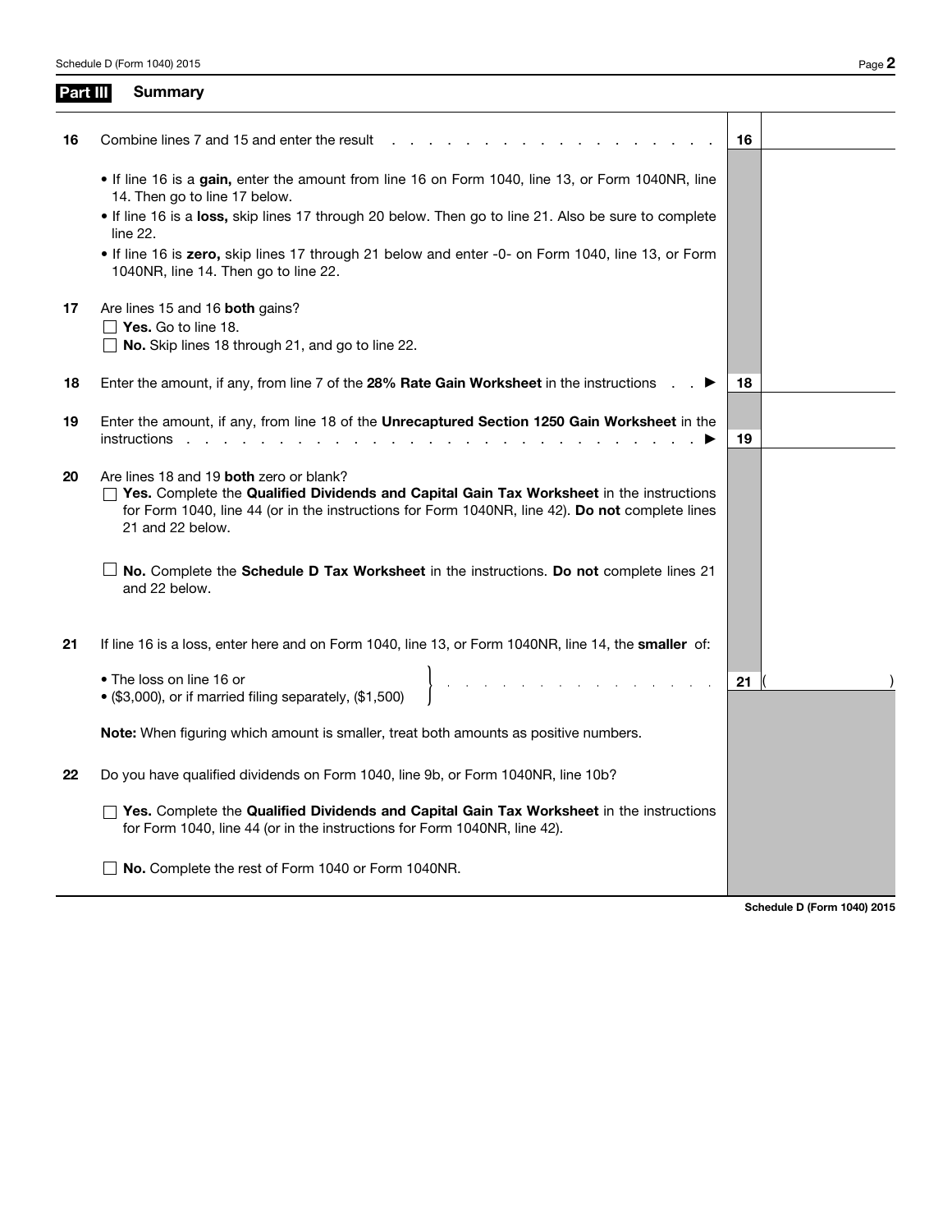## Part III Summary

**16** Combine lines 7 and 15 and enter the result . . . . . . . . . . . . . . . . . . **16**

- If line 16 is a **gain,** enter the amount from line 16 on Form 1040, line 13, or Form 1040NR, line 14. Then go to line 17 below.
- If line 16 is a **loss,** skip lines 17 through 20 below. Then go to line 21. Also be sure to complete line 22.
- If line 16 is **zero,** skip lines 17 through 21 below and enter -0- on Form 1040, line 13, or Form 1040NR, line 14. Then go to line 22.

**17** Are lines 15 and 16 **both** gains?

☐ **Yes.** Go to line 18.

☐ **No.** Skip lines 18 through 21, and go to line 22.

**18** Enter the amount, if any, from line 7 of the **28% Rate Gain Worksheet** in the instructions . . ▶ **18**

**19** Enter the amount, if any, from line 18 of the **Unrecaptured Section 1250 Gain Worksheet** in the instructions . . . . . . . . . . . . . . . . . . . . . . . . . . . . . ▶ **19**

**20** Are lines 18 and 19 **both** zero or blank?

☐ **Yes.** Complete the **Qualified Dividends and Capital Gain Tax Worksheet** in the instructions for Form 1040, line 44 (or in the instructions for Form 1040NR, line 42). **Do not** complete lines 21 and 22 below.

☐ **No.** Complete the **Schedule D Tax Worksheet** in the instructions. **Do not** complete lines 21 and 22 below.

**21** If line 16 is a loss, enter here and on Form 1040, line 13, or Form 1040NR, line 14, the **smaller** of:

- The loss on line 16 or
- ($3,000), or if married filing separately, ($1,500)

. . . . . . . . . . . . . . . . . . **21** (          )

**Note:** When figuring which amount is smaller, treat both amounts as positive numbers.

**22** Do you have qualified dividends on Form 1040, line 9b, or Form 1040NR, line 10b?

☐ **Yes.** Complete the **Qualified Dividends and Capital Gain Tax Worksheet** in the instructions for Form 1040, line 44 (or in the instructions for Form 1040NR, line 42).

☐ **No.** Complete the rest of Form 1040 or Form 1040NR.